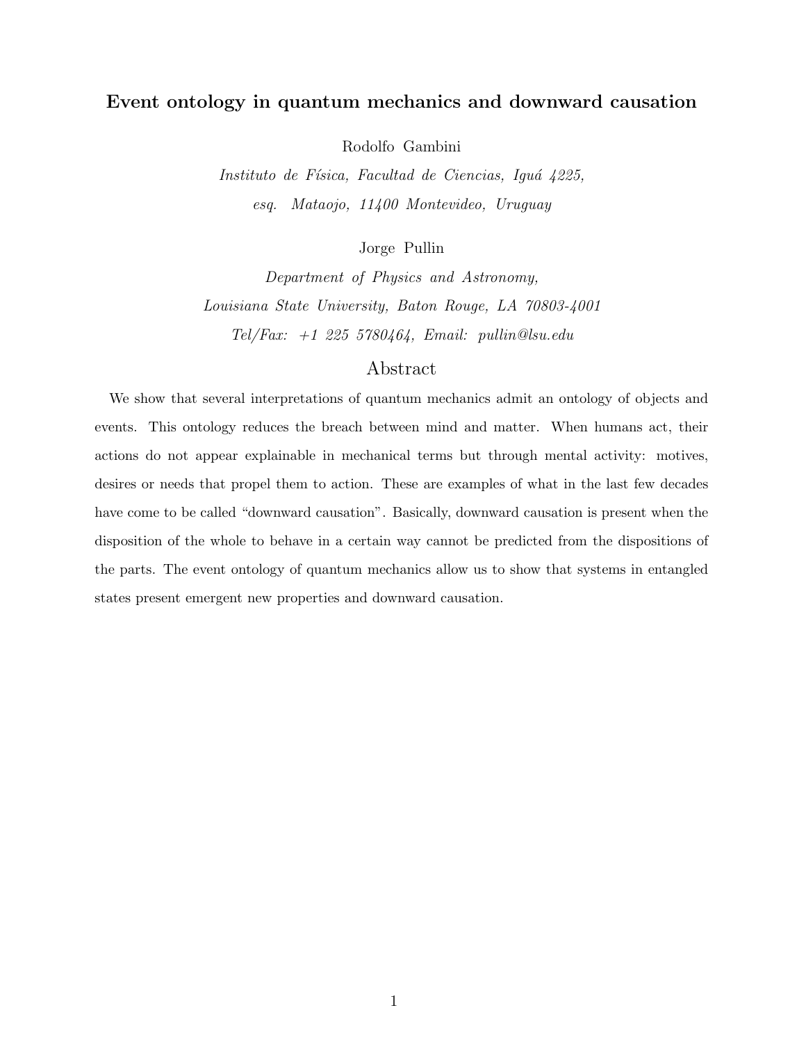# Event ontology in quantum mechanics and downward causation

Rodolfo Gambini

*Instituto de Física, Facultad de Ciencias, Iguá 4225, esq. Mataojo, 11400 Montevideo, Uruguay*

Jorge Pullin

*Department of Physics and Astronomy, Louisiana State University, Baton Rouge, LA 70803-4001*

*Tel/Fax: +1 225 5780464, Email: pullin@lsu.edu*

## Abstract

We show that several interpretations of quantum mechanics admit an ontology of objects and events. This ontology reduces the breach between mind and matter. When humans act, their actions do not appear explainable in mechanical terms but through mental activity: motives, desires or needs that propel them to action. These are examples of what in the last few decades have come to be called "downward causation". Basically, downward causation is present when the disposition of the whole to behave in a certain way cannot be predicted from the dispositions of the parts. The event ontology of quantum mechanics allow us to show that systems in entangled states present emergent new properties and downward causation.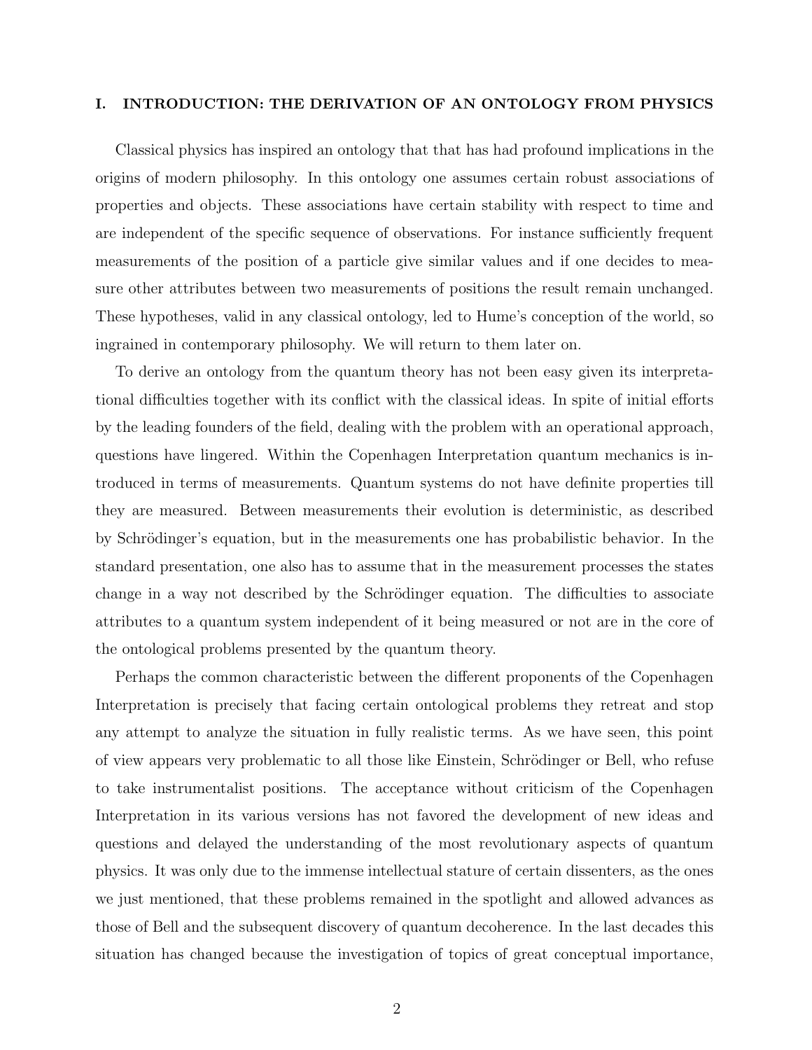## I. INTRODUCTION: THE DERIVATION OF AN ONTOLOGY FROM PHYSICS

Classical physics has inspired an ontology that that has had profound implications in the origins of modern philosophy. In this ontology one assumes certain robust associations of properties and objects. These associations have certain stability with respect to time and are independent of the specific sequence of observations. For instance sufficiently frequent measurements of the position of a particle give similar values and if one decides to measure other attributes between two measurements of positions the result remain unchanged. These hypotheses, valid in any classical ontology, led to Hume's conception of the world, so ingrained in contemporary philosophy. We will return to them later on.

To derive an ontology from the quantum theory has not been easy given its interpretational difficulties together with its conflict with the classical ideas. In spite of initial efforts by the leading founders of the field, dealing with the problem with an operational approach, questions have lingered. Within the Copenhagen Interpretation quantum mechanics is introduced in terms of measurements. Quantum systems do not have definite properties till they are measured. Between measurements their evolution is deterministic, as described by Schrödinger's equation, but in the measurements one has probabilistic behavior. In the standard presentation, one also has to assume that in the measurement processes the states change in a way not described by the Schrödinger equation. The difficulties to associate attributes to a quantum system independent of it being measured or not are in the core of the ontological problems presented by the quantum theory.

Perhaps the common characteristic between the different proponents of the Copenhagen Interpretation is precisely that facing certain ontological problems they retreat and stop any attempt to analyze the situation in fully realistic terms. As we have seen, this point of view appears very problematic to all those like Einstein, Schrödinger or Bell, who refuse to take instrumentalist positions. The acceptance without criticism of the Copenhagen Interpretation in its various versions has not favored the development of new ideas and questions and delayed the understanding of the most revolutionary aspects of quantum physics. It was only due to the immense intellectual stature of certain dissenters, as the ones we just mentioned, that these problems remained in the spotlight and allowed advances as those of Bell and the subsequent discovery of quantum decoherence. In the last decades this situation has changed because the investigation of topics of great conceptual importance,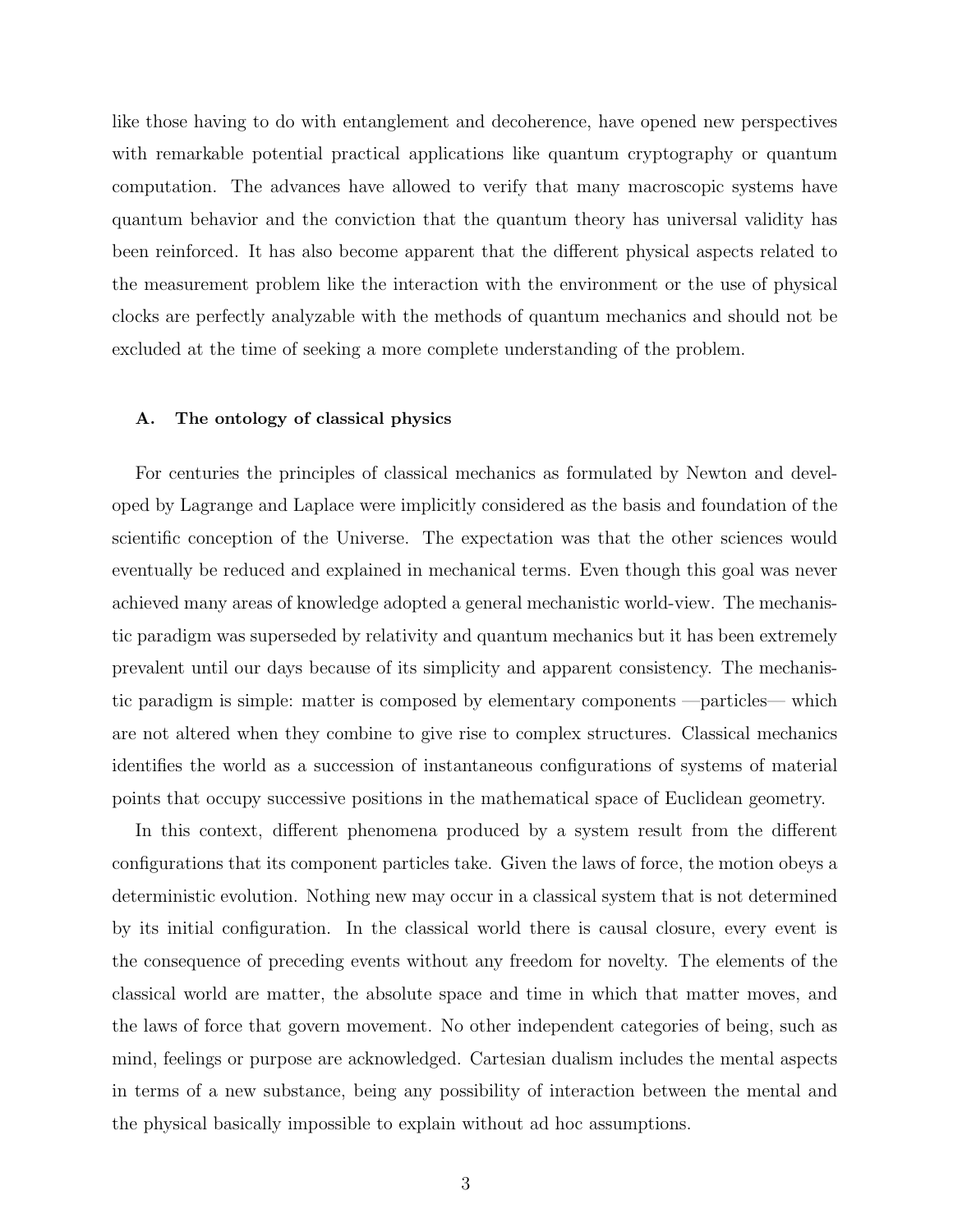like those having to do with entanglement and decoherence, have opened new perspectives with remarkable potential practical applications like quantum cryptography or quantum computation. The advances have allowed to verify that many macroscopic systems have quantum behavior and the conviction that the quantum theory has universal validity has been reinforced. It has also become apparent that the different physical aspects related to the measurement problem like the interaction with the environment or the use of physical clocks are perfectly analyzable with the methods of quantum mechanics and should not be excluded at the time of seeking a more complete understanding of the problem.

### A. The ontology of classical physics

For centuries the principles of classical mechanics as formulated by Newton and developed by Lagrange and Laplace were implicitly considered as the basis and foundation of the scientific conception of the Universe. The expectation was that the other sciences would eventually be reduced and explained in mechanical terms. Even though this goal was never achieved many areas of knowledge adopted a general mechanistic world-view. The mechanistic paradigm was superseded by relativity and quantum mechanics but it has been extremely prevalent until our days because of its simplicity and apparent consistency. The mechanistic paradigm is simple: matter is composed by elementary components —particles— which are not altered when they combine to give rise to complex structures. Classical mechanics identifies the world as a succession of instantaneous configurations of systems of material points that occupy successive positions in the mathematical space of Euclidean geometry.

In this context, different phenomena produced by a system result from the different configurations that its component particles take. Given the laws of force, the motion obeys a deterministic evolution. Nothing new may occur in a classical system that is not determined by its initial configuration. In the classical world there is causal closure, every event is the consequence of preceding events without any freedom for novelty. The elements of the classical world are matter, the absolute space and time in which that matter moves, and the laws of force that govern movement. No other independent categories of being, such as mind, feelings or purpose are acknowledged. Cartesian dualism includes the mental aspects in terms of a new substance, being any possibility of interaction between the mental and the physical basically impossible to explain without ad hoc assumptions.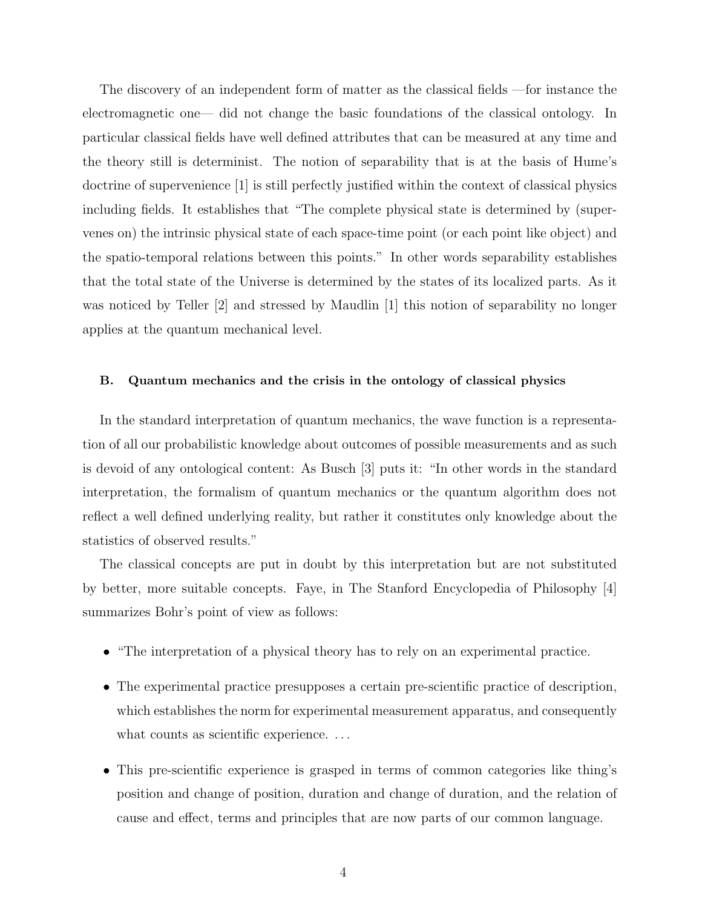The discovery of an independent form of matter as the classical fields —for instance the electromagnetic one— did not change the basic foundations of the classical ontology. In particular classical fields have well defined attributes that can be measured at any time and the theory still is determinist. The notion of separability that is at the basis of Hume's doctrine of supervenience [1] is still perfectly justified within the context of classical physics including fields. It establishes that "The complete physical state is determined by (supervenes on) the intrinsic physical state of each space-time point (or each point like object) and the spatio-temporal relations between this points." In other words separability establishes that the total state of the Universe is determined by the states of its localized parts. As it was noticed by Teller [2] and stressed by Maudlin [1] this notion of separability no longer applies at the quantum mechanical level.

### B. Quantum mechanics and the crisis in the ontology of classical physics

In the standard interpretation of quantum mechanics, the wave function is a representation of all our probabilistic knowledge about outcomes of possible measurements and as such is devoid of any ontological content: As Busch [3] puts it: "In other words in the standard interpretation, the formalism of quantum mechanics or the quantum algorithm does not reflect a well defined underlying reality, but rather it constitutes only knowledge about the statistics of observed results."

The classical concepts are put in doubt by this interpretation but are not substituted by better, more suitable concepts. Faye, in The Stanford Encyclopedia of Philosophy [4] summarizes Bohr's point of view as follows:

- "The interpretation of a physical theory has to rely on an experimental practice.
- The experimental practice presupposes a certain pre-scientific practice of description, which establishes the norm for experimental measurement apparatus, and consequently what counts as scientific experience. ...
- This pre-scientific experience is grasped in terms of common categories like thing's position and change of position, duration and change of duration, and the relation of cause and effect, terms and principles that are now parts of our common language.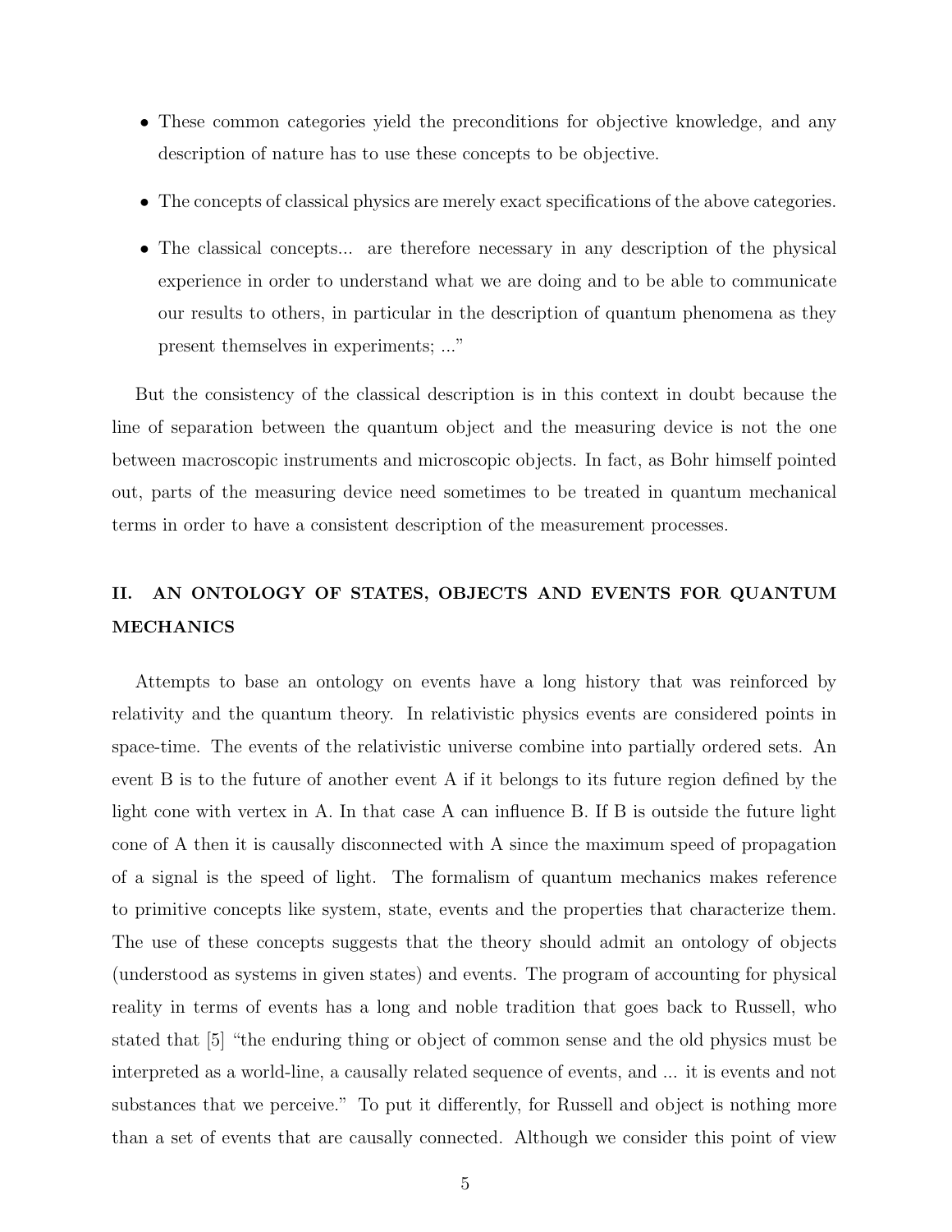- These common categories yield the preconditions for objective knowledge, and any description of nature has to use these concepts to be objective.
- The concepts of classical physics are merely exact specifications of the above categories.
- The classical concepts... are therefore necessary in any description of the physical experience in order to understand what we are doing and to be able to communicate our results to others, in particular in the description of quantum phenomena as they present themselves in experiments; ..."

But the consistency of the classical description is in this context in doubt because the line of separation between the quantum object and the measuring device is not the one between macroscopic instruments and microscopic objects. In fact, as Bohr himself pointed out, parts of the measuring device need sometimes to be treated in quantum mechanical terms in order to have a consistent description of the measurement processes.

## II. AN ONTOLOGY OF STATES, OBJECTS AND EVENTS FOR QUANTUM MECHANICS

Attempts to base an ontology on events have a long history that was reinforced by relativity and the quantum theory. In relativistic physics events are considered points in space-time. The events of the relativistic universe combine into partially ordered sets. An event B is to the future of another event A if it belongs to its future region defined by the light cone with vertex in A. In that case A can influence B. If B is outside the future light cone of A then it is causally disconnected with A since the maximum speed of propagation of a signal is the speed of light. The formalism of quantum mechanics makes reference to primitive concepts like system, state, events and the properties that characterize them. The use of these concepts suggests that the theory should admit an ontology of objects (understood as systems in given states) and events. The program of accounting for physical reality in terms of events has a long and noble tradition that goes back to Russell, who stated that [5] "the enduring thing or object of common sense and the old physics must be interpreted as a world-line, a causally related sequence of events, and ... it is events and not substances that we perceive." To put it differently, for Russell and object is nothing more than a set of events that are causally connected. Although we consider this point of view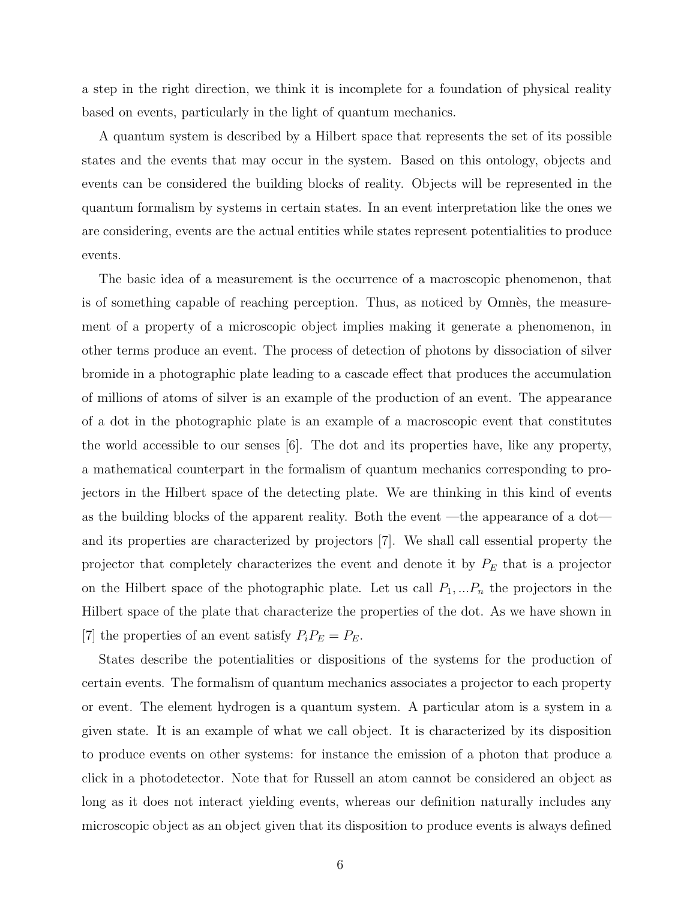a step in the right direction, we think it is incomplete for a foundation of physical reality based on events, particularly in the light of quantum mechanics.

A quantum system is described by a Hilbert space that represents the set of its possible states and the events that may occur in the system. Based on this ontology, objects and events can be considered the building blocks of reality. Objects will be represented in the quantum formalism by systems in certain states. In an event interpretation like the ones we are considering, events are the actual entities while states represent potentialities to produce events.

The basic idea of a measurement is the occurrence of a macroscopic phenomenon, that is of something capable of reaching perception. Thus, as noticed by Omnès, the measurement of a property of a microscopic object implies making it generate a phenomenon, in other terms produce an event. The process of detection of photons by dissociation of silver bromide in a photographic plate leading to a cascade effect that produces the accumulation of millions of atoms of silver is an example of the production of an event. The appearance of a dot in the photographic plate is an example of a macroscopic event that constitutes the world accessible to our senses [6]. The dot and its properties have, like any property, a mathematical counterpart in the formalism of quantum mechanics corresponding to projectors in the Hilbert space of the detecting plate. We are thinking in this kind of events as the building blocks of the apparent reality. Both the event —the appearance of a dot— and its properties are characterized by projectors [7]. We shall call essential property the projector that completely characterizes the event and denote it by $P_E$ that is a projector on the Hilbert space of the photographic plate. Let us call $P_1, ...P_n$ the projectors in the Hilbert space of the plate that characterize the properties of the dot. As we have shown in [7] the properties of an event satisfy $P_i P_E = P_E$.

States describe the potentialities or dispositions of the systems for the production of certain events. The formalism of quantum mechanics associates a projector to each property or event. The element hydrogen is a quantum system. A particular atom is a system in a given state. It is an example of what we call object. It is characterized by its disposition to produce events on other systems: for instance the emission of a photon that produce a click in a photodetector. Note that for Russell an atom cannot be considered an object as long as it does not interact yielding events, whereas our definition naturally includes any microscopic object as an object given that its disposition to produce events is always defined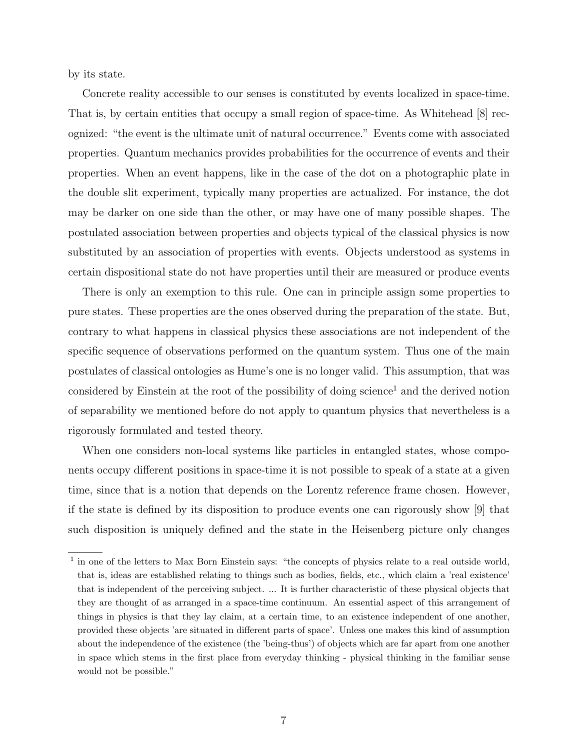by its state.

Concrete reality accessible to our senses is constituted by events localized in space-time. That is, by certain entities that occupy a small region of space-time. As Whitehead [8] recognized: “the event is the ultimate unit of natural occurrence.” Events come with associated properties. Quantum mechanics provides probabilities for the occurrence of events and their properties. When an event happens, like in the case of the dot on a photographic plate in the double slit experiment, typically many properties are actualized. For instance, the dot may be darker on one side than the other, or may have one of many possible shapes. The postulated association between properties and objects typical of the classical physics is now substituted by an association of properties with events. Objects understood as systems in certain dispositional state do not have properties until their are measured or produce events

There is only an exemption to this rule. One can in principle assign some properties to pure states. These properties are the ones observed during the preparation of the state. But, contrary to what happens in classical physics these associations are not independent of the specific sequence of observations performed on the quantum system. Thus one of the main postulates of classical ontologies as Hume’s one is no longer valid. This assumption, that was considered by Einstein at the root of the possibility of doing science[1] and the derived notion of separability we mentioned before do not apply to quantum physics that nevertheless is a rigorously formulated and tested theory.

When one considers non-local systems like particles in entangled states, whose components occupy different positions in space-time it is not possible to speak of a state at a given time, since that is a notion that depends on the Lorentz reference frame chosen. However, if the state is defined by its disposition to produce events one can rigorously show [9] that such disposition is uniquely defined and the state in the Heisenberg picture only changes

[1] in one of the letters to Max Born Einstein says: “the concepts of physics relate to a real outside world, that is, ideas are established relating to things such as bodies, fields, etc., which claim a 'real existence' that is independent of the perceiving subject. ... It is further characteristic of these physical objects that they are thought of as arranged in a space-time continuum. An essential aspect of this arrangement of things in physics is that they lay claim, at a certain time, to an existence independent of one another, provided these objects 'are situated in different parts of space'. Unless one makes this kind of assumption about the independence of the existence (the 'being-thus') of objects which are far apart from one another in space which stems in the first place from everyday thinking - physical thinking in the familiar sense would not be possible.”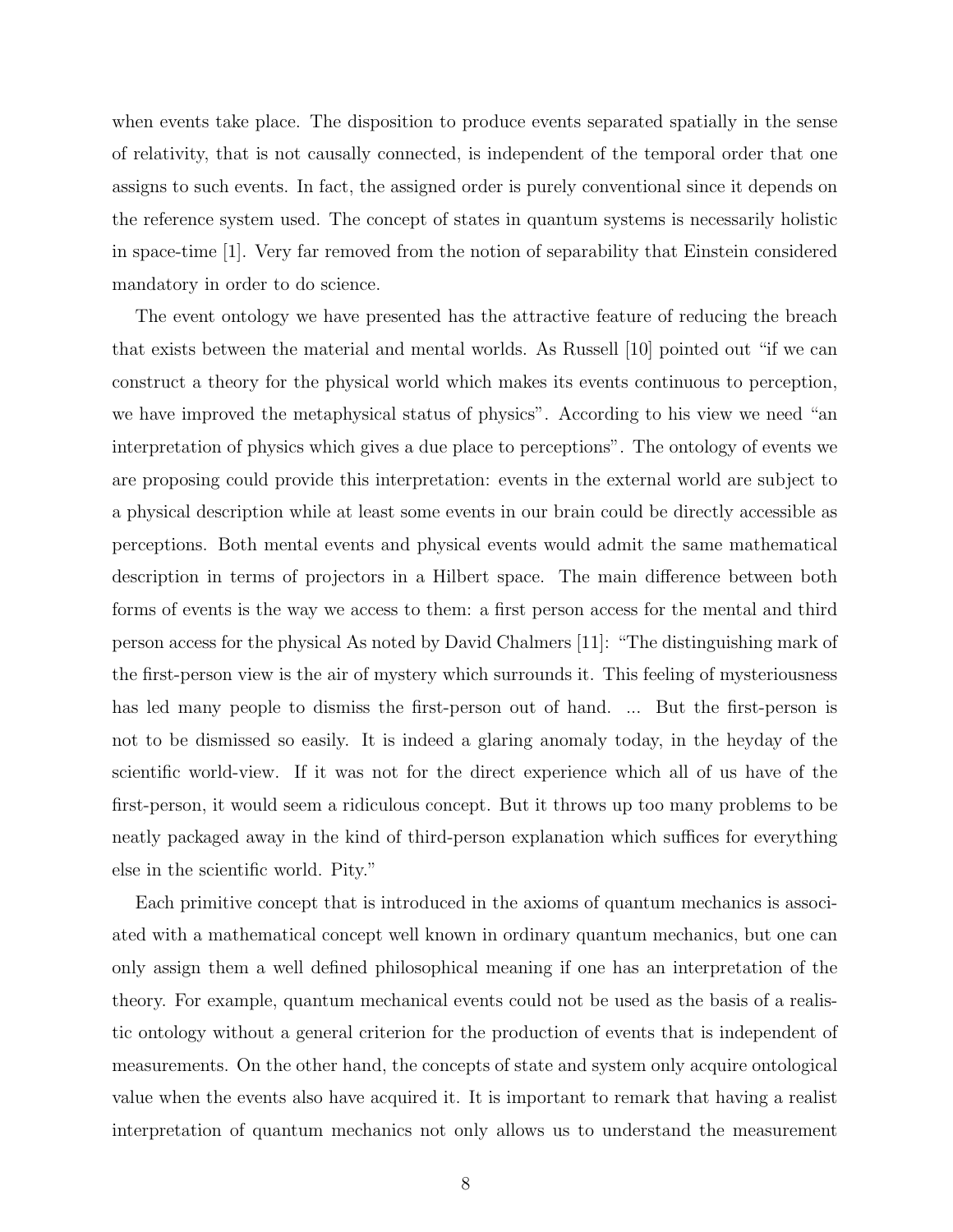when events take place. The disposition to produce events separated spatially in the sense of relativity, that is not causally connected, is independent of the temporal order that one assigns to such events. In fact, the assigned order is purely conventional since it depends on the reference system used. The concept of states in quantum systems is necessarily holistic in space-time [1]. Very far removed from the notion of separability that Einstein considered mandatory in order to do science.

The event ontology we have presented has the attractive feature of reducing the breach that exists between the material and mental worlds. As Russell [10] pointed out "if we can construct a theory for the physical world which makes its events continuous to perception, we have improved the metaphysical status of physics". According to his view we need "an interpretation of physics which gives a due place to perceptions". The ontology of events we are proposing could provide this interpretation: events in the external world are subject to a physical description while at least some events in our brain could be directly accessible as perceptions. Both mental events and physical events would admit the same mathematical description in terms of projectors in a Hilbert space. The main difference between both forms of events is the way we access to them: a first person access for the mental and third person access for the physical As noted by David Chalmers [11]: "The distinguishing mark of the first-person view is the air of mystery which surrounds it. This feeling of mysteriousness has led many people to dismiss the first-person out of hand. ... But the first-person is not to be dismissed so easily. It is indeed a glaring anomaly today, in the heyday of the scientific world-view. If it was not for the direct experience which all of us have of the first-person, it would seem a ridiculous concept. But it throws up too many problems to be neatly packaged away in the kind of third-person explanation which suffices for everything else in the scientific world. Pity."

Each primitive concept that is introduced in the axioms of quantum mechanics is associated with a mathematical concept well known in ordinary quantum mechanics, but one can only assign them a well defined philosophical meaning if one has an interpretation of the theory. For example, quantum mechanical events could not be used as the basis of a realistic ontology without a general criterion for the production of events that is independent of measurements. On the other hand, the concepts of state and system only acquire ontological value when the events also have acquired it. It is important to remark that having a realist interpretation of quantum mechanics not only allows us to understand the measurement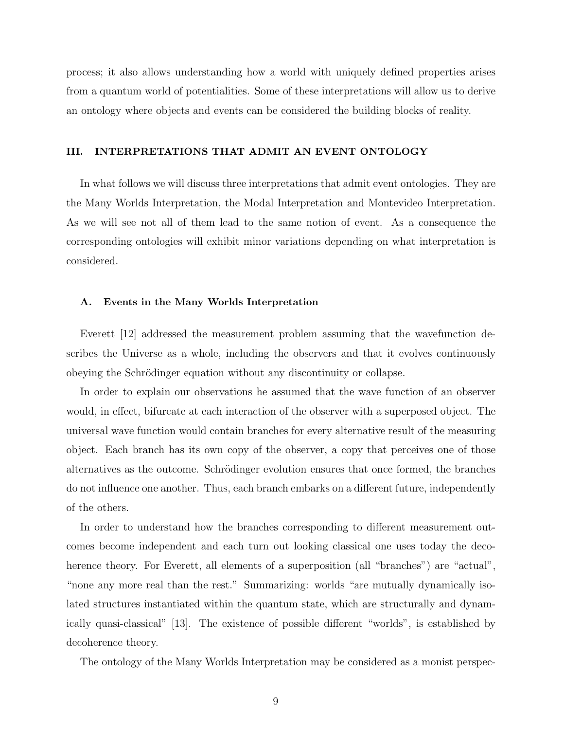process; it also allows understanding how a world with uniquely defined properties arises from a quantum world of potentialities. Some of these interpretations will allow us to derive an ontology where objects and events can be considered the building blocks of reality.

## III. INTERPRETATIONS THAT ADMIT AN EVENT ONTOLOGY

In what follows we will discuss three interpretations that admit event ontologies. They are the Many Worlds Interpretation, the Modal Interpretation and Montevideo Interpretation. As we will see not all of them lead to the same notion of event. As a consequence the corresponding ontologies will exhibit minor variations depending on what interpretation is considered.

### A. Events in the Many Worlds Interpretation

Everett [12] addressed the measurement problem assuming that the wavefunction describes the Universe as a whole, including the observers and that it evolves continuously obeying the Schrödinger equation without any discontinuity or collapse.

In order to explain our observations he assumed that the wave function of an observer would, in effect, bifurcate at each interaction of the observer with a superposed object. The universal wave function would contain branches for every alternative result of the measuring object. Each branch has its own copy of the observer, a copy that perceives one of those alternatives as the outcome. Schrödinger evolution ensures that once formed, the branches do not influence one another. Thus, each branch embarks on a different future, independently of the others.

In order to understand how the branches corresponding to different measurement outcomes become independent and each turn out looking classical one uses today the decoherence theory. For Everett, all elements of a superposition (all "branches") are "actual", "none any more real than the rest." Summarizing: worlds "are mutually dynamically isolated structures instantiated within the quantum state, which are structurally and dynamically quasi-classical" [13]. The existence of possible different "worlds", is established by decoherence theory.

The ontology of the Many Worlds Interpretation may be considered as a monist perspec-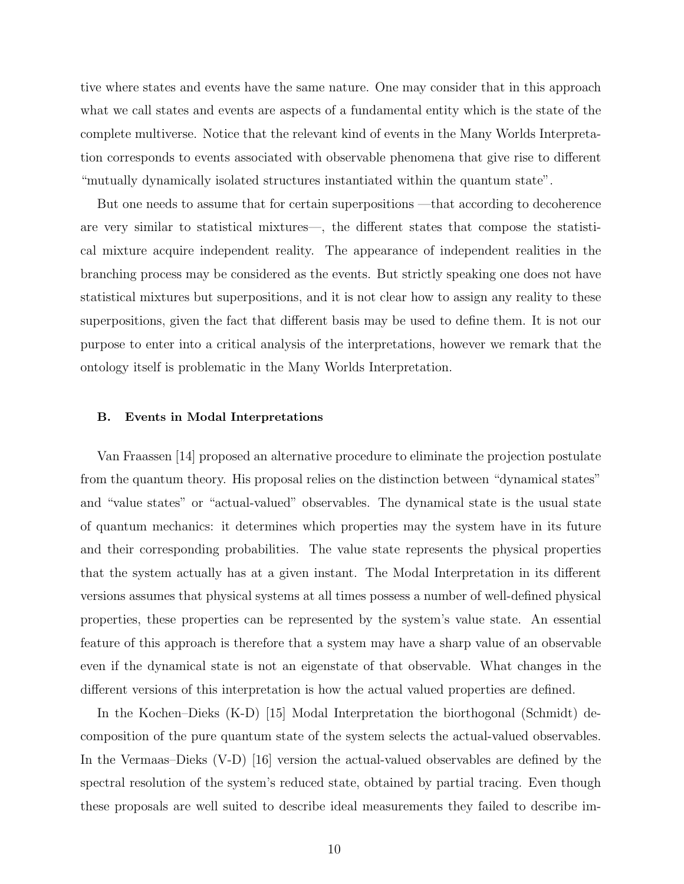tive where states and events have the same nature. One may consider that in this approach what we call states and events are aspects of a fundamental entity which is the state of the complete multiverse. Notice that the relevant kind of events in the Many Worlds Interpretation corresponds to events associated with observable phenomena that give rise to different "mutually dynamically isolated structures instantiated within the quantum state".

But one needs to assume that for certain superpositions —that according to decoherence are very similar to statistical mixtures—, the different states that compose the statistical mixture acquire independent reality. The appearance of independent realities in the branching process may be considered as the events. But strictly speaking one does not have statistical mixtures but superpositions, and it is not clear how to assign any reality to these superpositions, given the fact that different basis may be used to define them. It is not our purpose to enter into a critical analysis of the interpretations, however we remark that the ontology itself is problematic in the Many Worlds Interpretation.

### B. Events in Modal Interpretations

Van Fraassen [14] proposed an alternative procedure to eliminate the projection postulate from the quantum theory. His proposal relies on the distinction between "dynamical states" and "value states" or "actual-valued" observables. The dynamical state is the usual state of quantum mechanics: it determines which properties may the system have in its future and their corresponding probabilities. The value state represents the physical properties that the system actually has at a given instant. The Modal Interpretation in its different versions assumes that physical systems at all times possess a number of well-defined physical properties, these properties can be represented by the system's value state. An essential feature of this approach is therefore that a system may have a sharp value of an observable even if the dynamical state is not an eigenstate of that observable. What changes in the different versions of this interpretation is how the actual valued properties are defined.

In the Kochen–Dieks (K-D) [15] Modal Interpretation the biorthogonal (Schmidt) decomposition of the pure quantum state of the system selects the actual-valued observables. In the Vermaas–Dieks (V-D) [16] version the actual-valued observables are defined by the spectral resolution of the system's reduced state, obtained by partial tracing. Even though these proposals are well suited to describe ideal measurements they failed to describe im-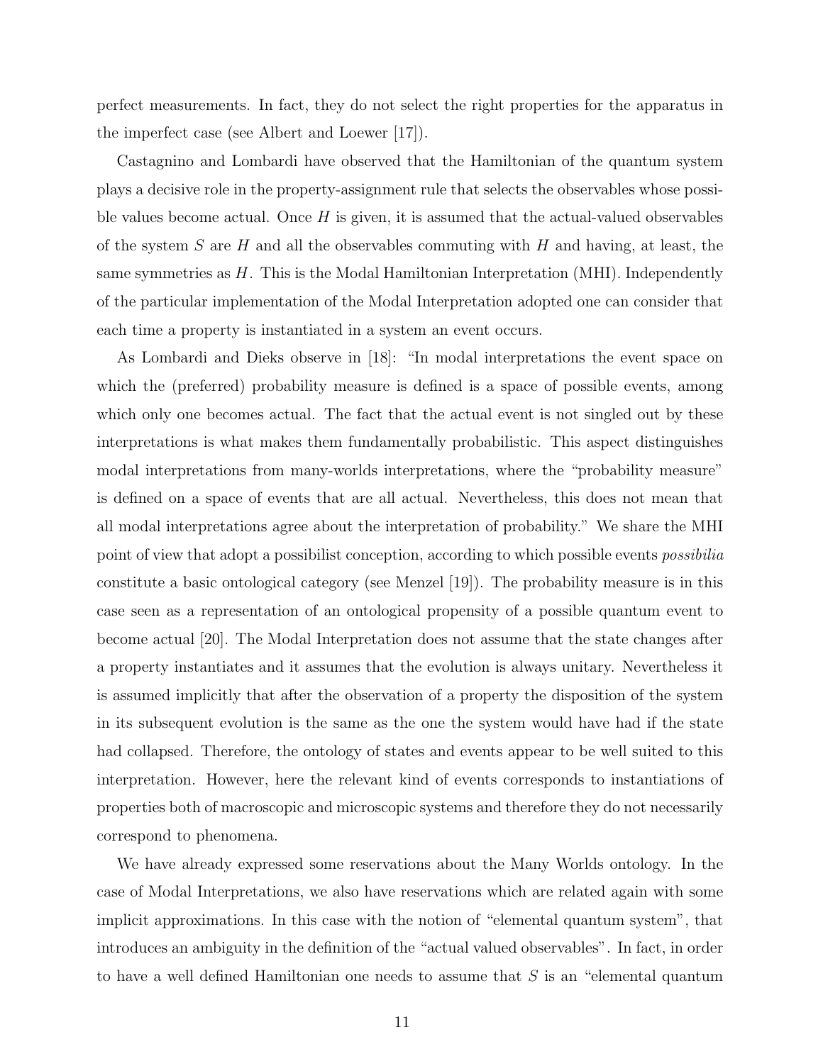perfect measurements. In fact, they do not select the right properties for the apparatus in the imperfect case (see Albert and Loewer [17]).

Castagnino and Lombardi have observed that the Hamiltonian of the quantum system plays a decisive role in the property-assignment rule that selects the observables whose possible values become actual. Once $H$ is given, it is assumed that the actual-valued observables of the system $S$ are $H$ and all the observables commuting with $H$ and having, at least, the same symmetries as $H$. This is the Modal Hamiltonian Interpretation (MHI). Independently of the particular implementation of the Modal Interpretation adopted one can consider that each time a property is instantiated in a system an event occurs.

As Lombardi and Dieks observe in [18]: "In modal interpretations the event space on which the (preferred) probability measure is defined is a space of possible events, among which only one becomes actual. The fact that the actual event is not singled out by these interpretations is what makes them fundamentally probabilistic. This aspect distinguishes modal interpretations from many-worlds interpretations, where the "probability measure" is defined on a space of events that are all actual. Nevertheless, this does not mean that all modal interpretations agree about the interpretation of probability." We share the MHI point of view that adopt a possibilist conception, according to which possible events *possibilia* constitute a basic ontological category (see Menzel [19]). The probability measure is in this case seen as a representation of an ontological propensity of a possible quantum event to become actual [20]. The Modal Interpretation does not assume that the state changes after a property instantiates and it assumes that the evolution is always unitary. Nevertheless it is assumed implicitly that after the observation of a property the disposition of the system in its subsequent evolution is the same as the one the system would have had if the state had collapsed. Therefore, the ontology of states and events appear to be well suited to this interpretation. However, here the relevant kind of events corresponds to instantiations of properties both of macroscopic and microscopic systems and therefore they do not necessarily correspond to phenomena.

We have already expressed some reservations about the Many Worlds ontology. In the case of Modal Interpretations, we also have reservations which are related again with some implicit approximations. In this case with the notion of "elemental quantum system", that introduces an ambiguity in the definition of the "actual valued observables". In fact, in order to have a well defined Hamiltonian one needs to assume that $S$ is an "elemental quantum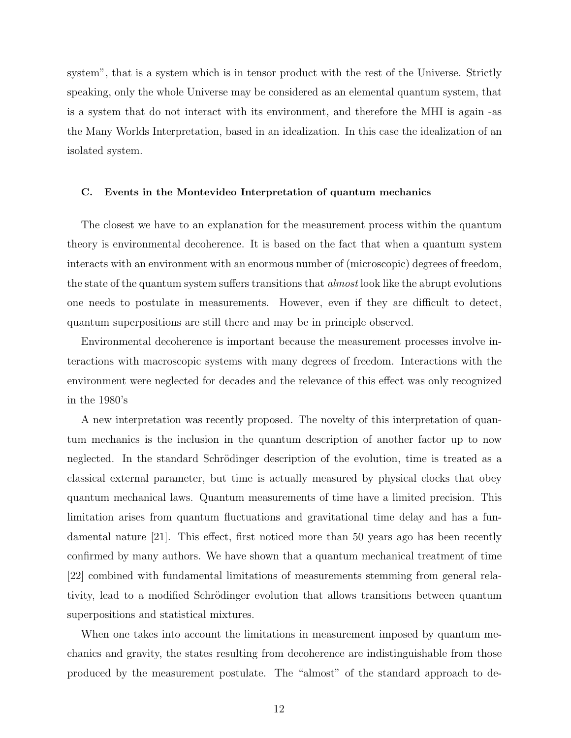system", that is a system which is in tensor product with the rest of the Universe. Strictly speaking, only the whole Universe may be considered as an elemental quantum system, that is a system that do not interact with its environment, and therefore the MHI is again -as the Many Worlds Interpretation, based in an idealization. In this case the idealization of an isolated system.

### C. Events in the Montevideo Interpretation of quantum mechanics

The closest we have to an explanation for the measurement process within the quantum theory is environmental decoherence. It is based on the fact that when a quantum system interacts with an environment with an enormous number of (microscopic) degrees of freedom, the state of the quantum system suffers transitions that *almost* look like the abrupt evolutions one needs to postulate in measurements. However, even if they are difficult to detect, quantum superpositions are still there and may be in principle observed.

Environmental decoherence is important because the measurement processes involve interactions with macroscopic systems with many degrees of freedom. Interactions with the environment were neglected for decades and the relevance of this effect was only recognized in the 1980's

A new interpretation was recently proposed. The novelty of this interpretation of quantum mechanics is the inclusion in the quantum description of another factor up to now neglected. In the standard Schrödinger description of the evolution, time is treated as a classical external parameter, but time is actually measured by physical clocks that obey quantum mechanical laws. Quantum measurements of time have a limited precision. This limitation arises from quantum fluctuations and gravitational time delay and has a fundamental nature [21]. This effect, first noticed more than 50 years ago has been recently confirmed by many authors. We have shown that a quantum mechanical treatment of time [22] combined with fundamental limitations of measurements stemming from general relativity, lead to a modified Schrödinger evolution that allows transitions between quantum superpositions and statistical mixtures.

When one takes into account the limitations in measurement imposed by quantum mechanics and gravity, the states resulting from decoherence are indistinguishable from those produced by the measurement postulate. The "almost" of the standard approach to de-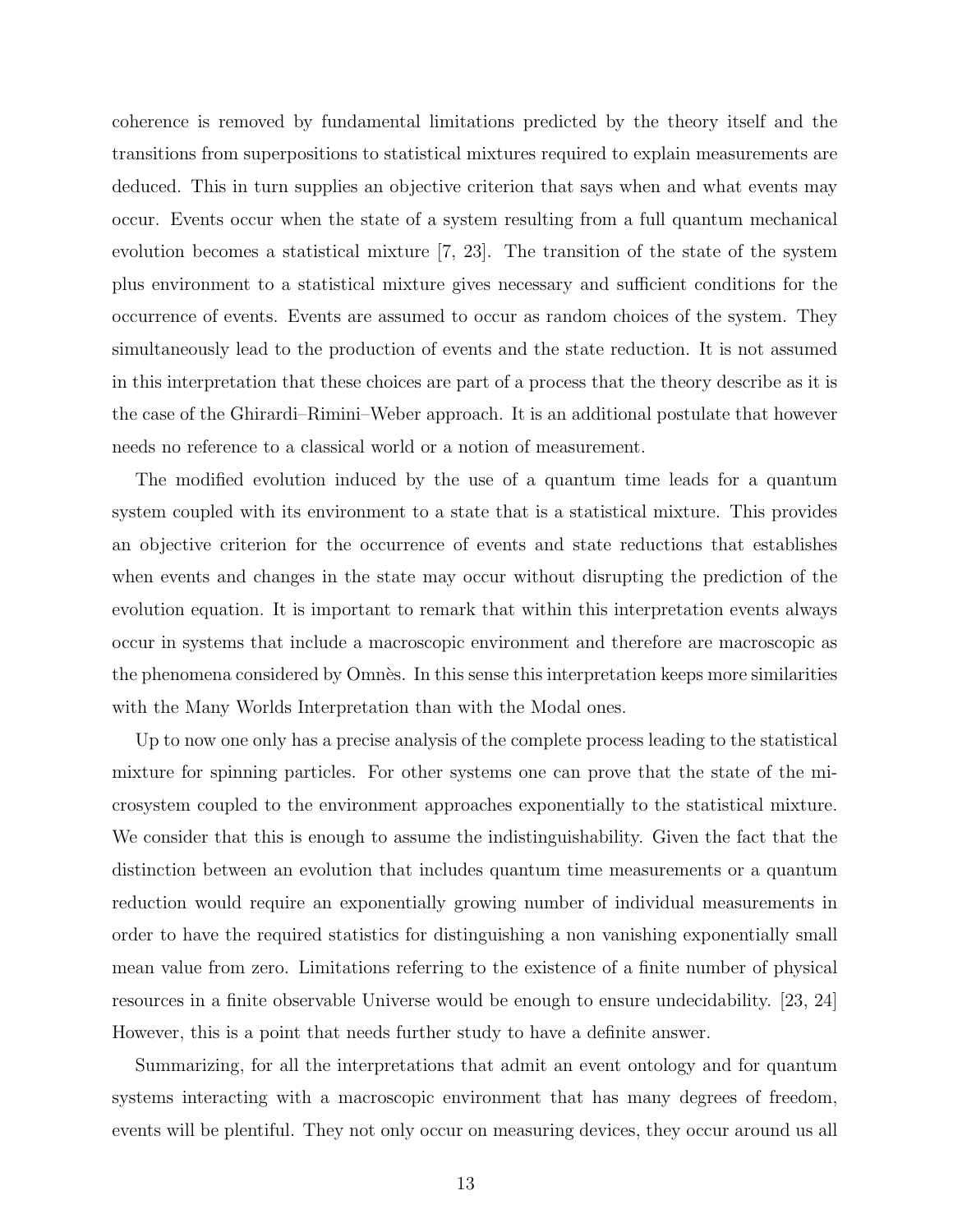coherence is removed by fundamental limitations predicted by the theory itself and the transitions from superpositions to statistical mixtures required to explain measurements are deduced. This in turn supplies an objective criterion that says when and what events may occur. Events occur when the state of a system resulting from a full quantum mechanical evolution becomes a statistical mixture [7, 23]. The transition of the state of the system plus environment to a statistical mixture gives necessary and sufficient conditions for the occurrence of events. Events are assumed to occur as random choices of the system. They simultaneously lead to the production of events and the state reduction. It is not assumed in this interpretation that these choices are part of a process that the theory describe as it is the case of the Ghirardi–Rimini–Weber approach. It is an additional postulate that however needs no reference to a classical world or a notion of measurement.

The modified evolution induced by the use of a quantum time leads for a quantum system coupled with its environment to a state that is a statistical mixture. This provides an objective criterion for the occurrence of events and state reductions that establishes when events and changes in the state may occur without disrupting the prediction of the evolution equation. It is important to remark that within this interpretation events always occur in systems that include a macroscopic environment and therefore are macroscopic as the phenomena considered by Omnès. In this sense this interpretation keeps more similarities with the Many Worlds Interpretation than with the Modal ones.

Up to now one only has a precise analysis of the complete process leading to the statistical mixture for spinning particles. For other systems one can prove that the state of the microsystem coupled to the environment approaches exponentially to the statistical mixture. We consider that this is enough to assume the indistinguishability. Given the fact that the distinction between an evolution that includes quantum time measurements or a quantum reduction would require an exponentially growing number of individual measurements in order to have the required statistics for distinguishing a non vanishing exponentially small mean value from zero. Limitations referring to the existence of a finite number of physical resources in a finite observable Universe would be enough to ensure undecidability. [23, 24] However, this is a point that needs further study to have a definite answer.

Summarizing, for all the interpretations that admit an event ontology and for quantum systems interacting with a macroscopic environment that has many degrees of freedom, events will be plentiful. They not only occur on measuring devices, they occur around us all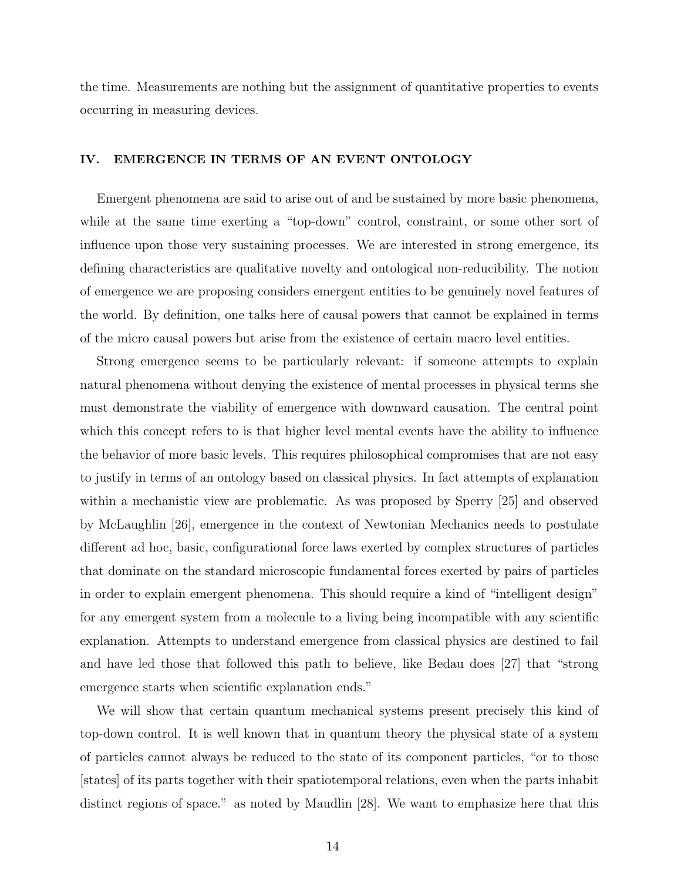the time. Measurements are nothing but the assignment of quantitative properties to events occurring in measuring devices.

## IV. EMERGENCE IN TERMS OF AN EVENT ONTOLOGY

Emergent phenomena are said to arise out of and be sustained by more basic phenomena, while at the same time exerting a "top-down" control, constraint, or some other sort of influence upon those very sustaining processes. We are interested in strong emergence, its defining characteristics are qualitative novelty and ontological non-reducibility. The notion of emergence we are proposing considers emergent entities to be genuinely novel features of the world. By definition, one talks here of causal powers that cannot be explained in terms of the micro causal powers but arise from the existence of certain macro level entities.

Strong emergence seems to be particularly relevant: if someone attempts to explain natural phenomena without denying the existence of mental processes in physical terms she must demonstrate the viability of emergence with downward causation. The central point which this concept refers to is that higher level mental events have the ability to influence the behavior of more basic levels. This requires philosophical compromises that are not easy to justify in terms of an ontology based on classical physics. In fact attempts of explanation within a mechanistic view are problematic. As was proposed by Sperry [25] and observed by McLaughlin [26], emergence in the context of Newtonian Mechanics needs to postulate different ad hoc, basic, configurational force laws exerted by complex structures of particles that dominate on the standard microscopic fundamental forces exerted by pairs of particles in order to explain emergent phenomena. This should require a kind of "intelligent design" for any emergent system from a molecule to a living being incompatible with any scientific explanation. Attempts to understand emergence from classical physics are destined to fail and have led those that followed this path to believe, like Bedau does [27] that "strong emergence starts when scientific explanation ends."

We will show that certain quantum mechanical systems present precisely this kind of top-down control. It is well known that in quantum theory the physical state of a system of particles cannot always be reduced to the state of its component particles, "or to those [states] of its parts together with their spatiotemporal relations, even when the parts inhabit distinct regions of space." as noted by Maudlin [28]. We want to emphasize here that this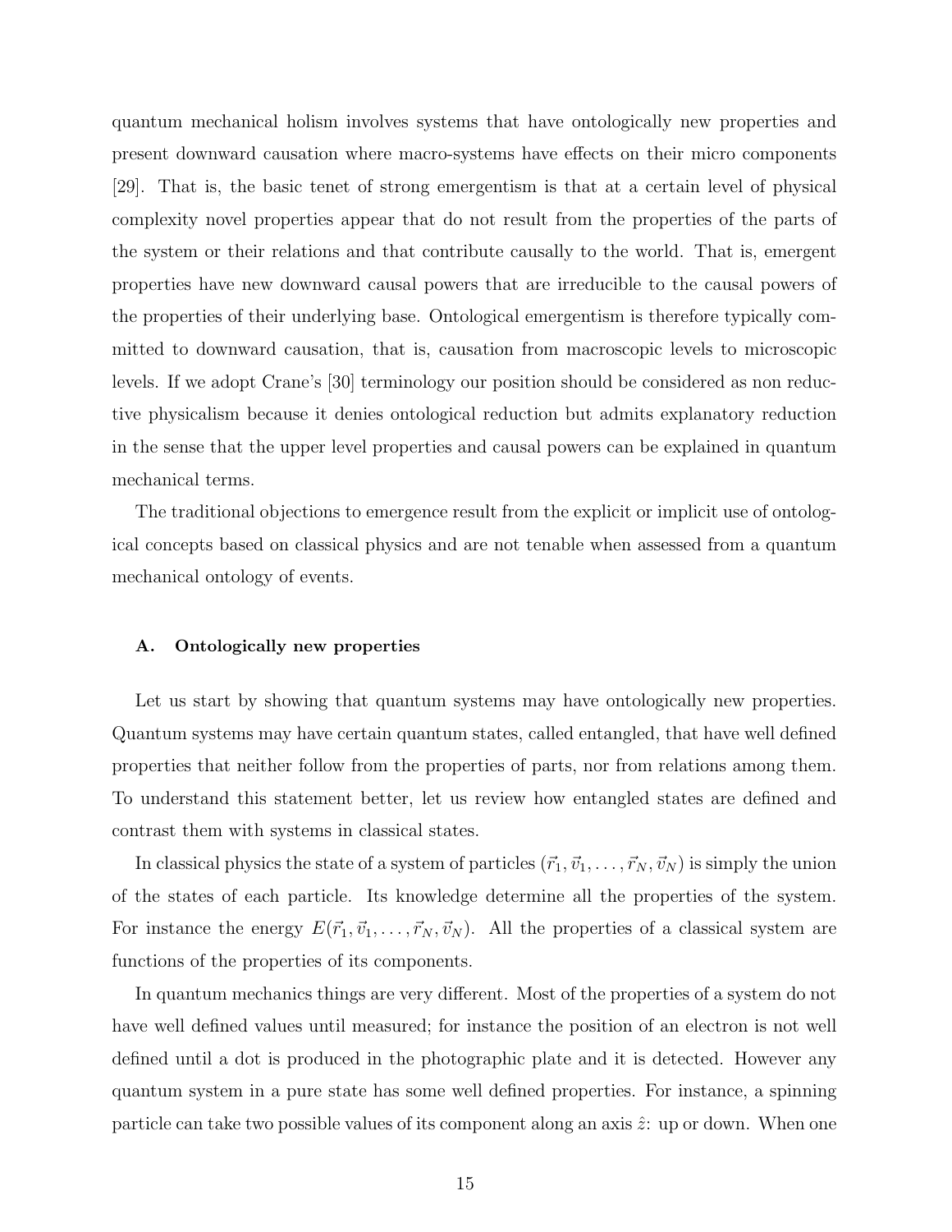quantum mechanical holism involves systems that have ontologically new properties and present downward causation where macro-systems have effects on their micro components [29]. That is, the basic tenet of strong emergentism is that at a certain level of physical complexity novel properties appear that do not result from the properties of the parts of the system or their relations and that contribute causally to the world. That is, emergent properties have new downward causal powers that are irreducible to the causal powers of the properties of their underlying base. Ontological emergentism is therefore typically committed to downward causation, that is, causation from macroscopic levels to microscopic levels. If we adopt Crane's [30] terminology our position should be considered as non reductive physicalism because it denies ontological reduction but admits explanatory reduction in the sense that the upper level properties and causal powers can be explained in quantum mechanical terms.

The traditional objections to emergence result from the explicit or implicit use of ontological concepts based on classical physics and are not tenable when assessed from a quantum mechanical ontology of events.

### A. Ontologically new properties

Let us start by showing that quantum systems may have ontologically new properties. Quantum systems may have certain quantum states, called entangled, that have well defined properties that neither follow from the properties of parts, nor from relations among them. To understand this statement better, let us review how entangled states are defined and contrast them with systems in classical states.

In classical physics the state of a system of particles $(\vec{r}_1, \vec{v}_1, \ldots, \vec{r}_N, \vec{v}_N)$ is simply the union of the states of each particle. Its knowledge determine all the properties of the system. For instance the energy $E(\vec{r}_1, \vec{v}_1, \ldots, \vec{r}_N, \vec{v}_N)$. All the properties of a classical system are functions of the properties of its components.

In quantum mechanics things are very different. Most of the properties of a system do not have well defined values until measured; for instance the position of an electron is not well defined until a dot is produced in the photographic plate and it is detected. However any quantum system in a pure state has some well defined properties. For instance, a spinning particle can take two possible values of its component along an axis $\hat{z}$: up or down. When one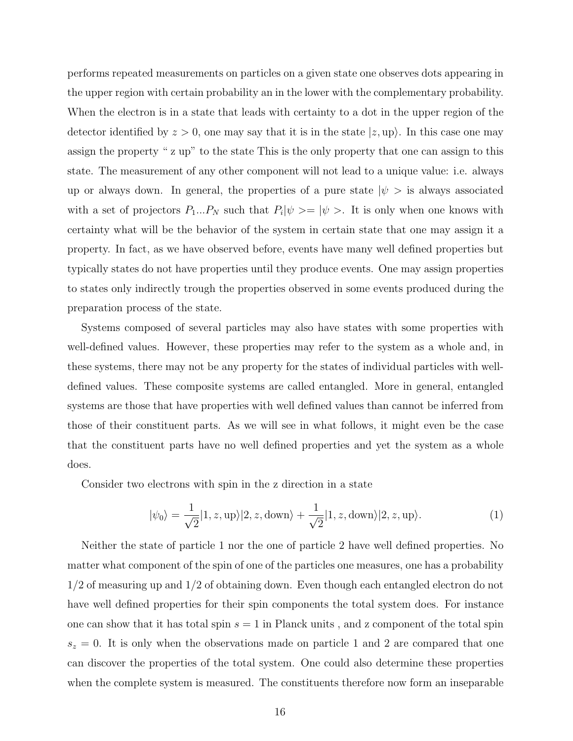performs repeated measurements on particles on a given state one observes dots appearing in the upper region with certain probability an in the lower with the complementary probability. When the electron is in a state that leads with certainty to a dot in the upper region of the detector identified by $z > 0$, one may say that it is in the state $|z, \text{up}\rangle$. In this case one may assign the property " z up" to the state This is the only property that one can assign to this state. The measurement of any other component will not lead to a unique value: i.e. always up or always down. In general, the properties of a pure state $|\psi >$ is always associated with a set of projectors $P_1...P_N$ such that $P_i|\psi >= |\psi >$. It is only when one knows with certainty what will be the behavior of the system in certain state that one may assign it a property. In fact, as we have observed before, events have many well defined properties but typically states do not have properties until they produce events. One may assign properties to states only indirectly trough the properties observed in some events produced during the preparation process of the state.

Systems composed of several particles may also have states with some properties with well-defined values. However, these properties may refer to the system as a whole and, in these systems, there may not be any property for the states of individual particles with well-defined values. These composite systems are called entangled. More in general, entangled systems are those that have properties with well defined values than cannot be inferred from those of their constituent parts. As we will see in what follows, it might even be the case that the constituent parts have no well defined properties and yet the system as a whole does.

Consider two electrons with spin in the z direction in a state

$$|\psi_0\rangle = \frac{1}{\sqrt{2}}|1, z, \text{up}\rangle|2, z, \text{down}\rangle + \frac{1}{\sqrt{2}}|1, z, \text{down}\rangle|2, z, \text{up}\rangle. \tag{1}$$

Neither the state of particle 1 nor the one of particle 2 have well defined properties. No matter what component of the spin of one of the particles one measures, one has a probability 1/2 of measuring up and 1/2 of obtaining down. Even though each entangled electron do not have well defined properties for their spin components the total system does. For instance one can show that it has total spin $s = 1$ in Planck units , and z component of the total spin $s_z = 0$. It is only when the observations made on particle 1 and 2 are compared that one can discover the properties of the total system. One could also determine these properties when the complete system is measured. The constituents therefore now form an inseparable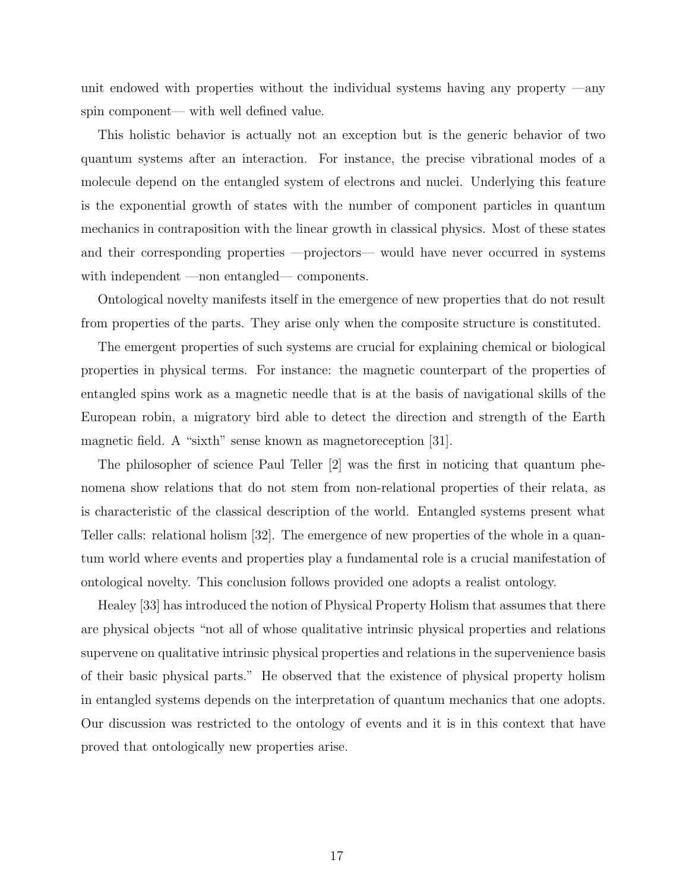unit endowed with properties without the individual systems having any property —any spin component— with well defined value.

This holistic behavior is actually not an exception but is the generic behavior of two quantum systems after an interaction. For instance, the precise vibrational modes of a molecule depend on the entangled system of electrons and nuclei. Underlying this feature is the exponential growth of states with the number of component particles in quantum mechanics in contraposition with the linear growth in classical physics. Most of these states and their corresponding properties —projectors— would have never occurred in systems with independent —non entangled— components.

Ontological novelty manifests itself in the emergence of new properties that do not result from properties of the parts. They arise only when the composite structure is constituted.

The emergent properties of such systems are crucial for explaining chemical or biological properties in physical terms. For instance: the magnetic counterpart of the properties of entangled spins work as a magnetic needle that is at the basis of navigational skills of the European robin, a migratory bird able to detect the direction and strength of the Earth magnetic field. A "sixth" sense known as magnetoreception [31].

The philosopher of science Paul Teller [2] was the first in noticing that quantum phenomena show relations that do not stem from non-relational properties of their relata, as is characteristic of the classical description of the world. Entangled systems present what Teller calls: relational holism [32]. The emergence of new properties of the whole in a quantum world where events and properties play a fundamental role is a crucial manifestation of ontological novelty. This conclusion follows provided one adopts a realist ontology.

Healey [33] has introduced the notion of Physical Property Holism that assumes that there are physical objects "not all of whose qualitative intrinsic physical properties and relations supervene on qualitative intrinsic physical properties and relations in the supervenience basis of their basic physical parts." He observed that the existence of physical property holism in entangled systems depends on the interpretation of quantum mechanics that one adopts. Our discussion was restricted to the ontology of events and it is in this context that have proved that ontologically new properties arise.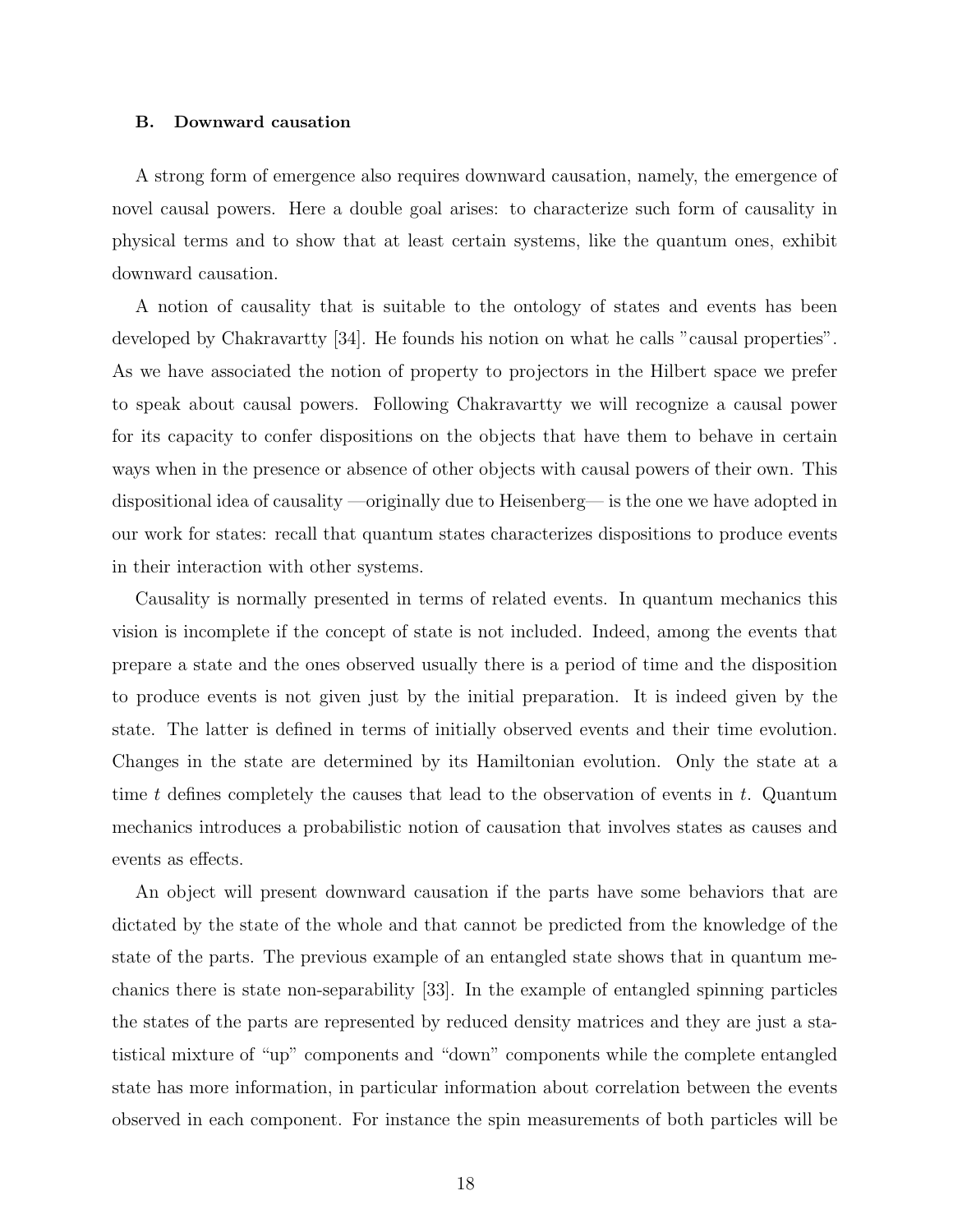### B. Downward causation

A strong form of emergence also requires downward causation, namely, the emergence of novel causal powers. Here a double goal arises: to characterize such form of causality in physical terms and to show that at least certain systems, like the quantum ones, exhibit downward causation.

A notion of causality that is suitable to the ontology of states and events has been developed by Chakravartty [34]. He founds his notion on what he calls "causal properties". As we have associated the notion of property to projectors in the Hilbert space we prefer to speak about causal powers. Following Chakravartty we will recognize a causal power for its capacity to confer dispositions on the objects that have them to behave in certain ways when in the presence or absence of other objects with causal powers of their own. This dispositional idea of causality —originally due to Heisenberg— is the one we have adopted in our work for states: recall that quantum states characterizes dispositions to produce events in their interaction with other systems.

Causality is normally presented in terms of related events. In quantum mechanics this vision is incomplete if the concept of state is not included. Indeed, among the events that prepare a state and the ones observed usually there is a period of time and the disposition to produce events is not given just by the initial preparation. It is indeed given by the state. The latter is defined in terms of initially observed events and their time evolution. Changes in the state are determined by its Hamiltonian evolution. Only the state at a time $t$ defines completely the causes that lead to the observation of events in $t$. Quantum mechanics introduces a probabilistic notion of causation that involves states as causes and events as effects.

An object will present downward causation if the parts have some behaviors that are dictated by the state of the whole and that cannot be predicted from the knowledge of the state of the parts. The previous example of an entangled state shows that in quantum mechanics there is state non-separability [33]. In the example of entangled spinning particles the states of the parts are represented by reduced density matrices and they are just a statistical mixture of "up" components and "down" components while the complete entangled state has more information, in particular information about correlation between the events observed in each component. For instance the spin measurements of both particles will be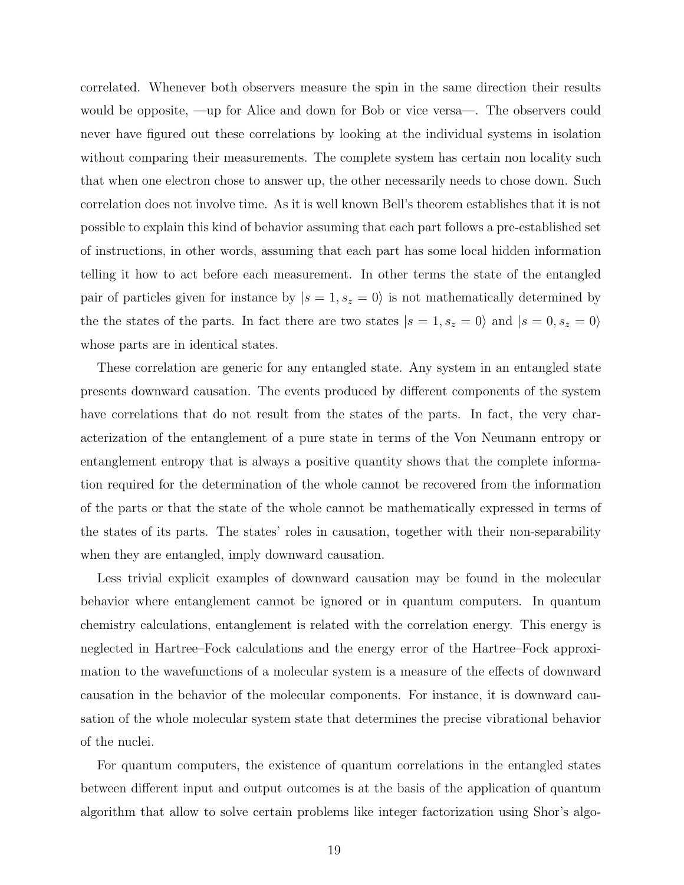correlated. Whenever both observers measure the spin in the same direction their results would be opposite, —up for Alice and down for Bob or vice versa—. The observers could never have figured out these correlations by looking at the individual systems in isolation without comparing their measurements. The complete system has certain non locality such that when one electron chose to answer up, the other necessarily needs to chose down. Such correlation does not involve time. As it is well known Bell's theorem establishes that it is not possible to explain this kind of behavior assuming that each part follows a pre-established set of instructions, in other words, assuming that each part has some local hidden information telling it how to act before each measurement. In other terms the state of the entangled pair of particles given for instance by $|s = 1, s_z = 0\rangle$ is not mathematically determined by the the states of the parts. In fact there are two states $|s = 1, s_z = 0\rangle$ and $|s = 0, s_z = 0\rangle$ whose parts are in identical states.

These correlation are generic for any entangled state. Any system in an entangled state presents downward causation. The events produced by different components of the system have correlations that do not result from the states of the parts. In fact, the very characterization of the entanglement of a pure state in terms of the Von Neumann entropy or entanglement entropy that is always a positive quantity shows that the complete information required for the determination of the whole cannot be recovered from the information of the parts or that the state of the whole cannot be mathematically expressed in terms of the states of its parts. The states' roles in causation, together with their non-separability when they are entangled, imply downward causation.

Less trivial explicit examples of downward causation may be found in the molecular behavior where entanglement cannot be ignored or in quantum computers. In quantum chemistry calculations, entanglement is related with the correlation energy. This energy is neglected in Hartree–Fock calculations and the energy error of the Hartree–Fock approximation to the wavefunctions of a molecular system is a measure of the effects of downward causation in the behavior of the molecular components. For instance, it is downward causation of the whole molecular system state that determines the precise vibrational behavior of the nuclei.

For quantum computers, the existence of quantum correlations in the entangled states between different input and output outcomes is at the basis of the application of quantum algorithm that allow to solve certain problems like integer factorization using Shor's algo-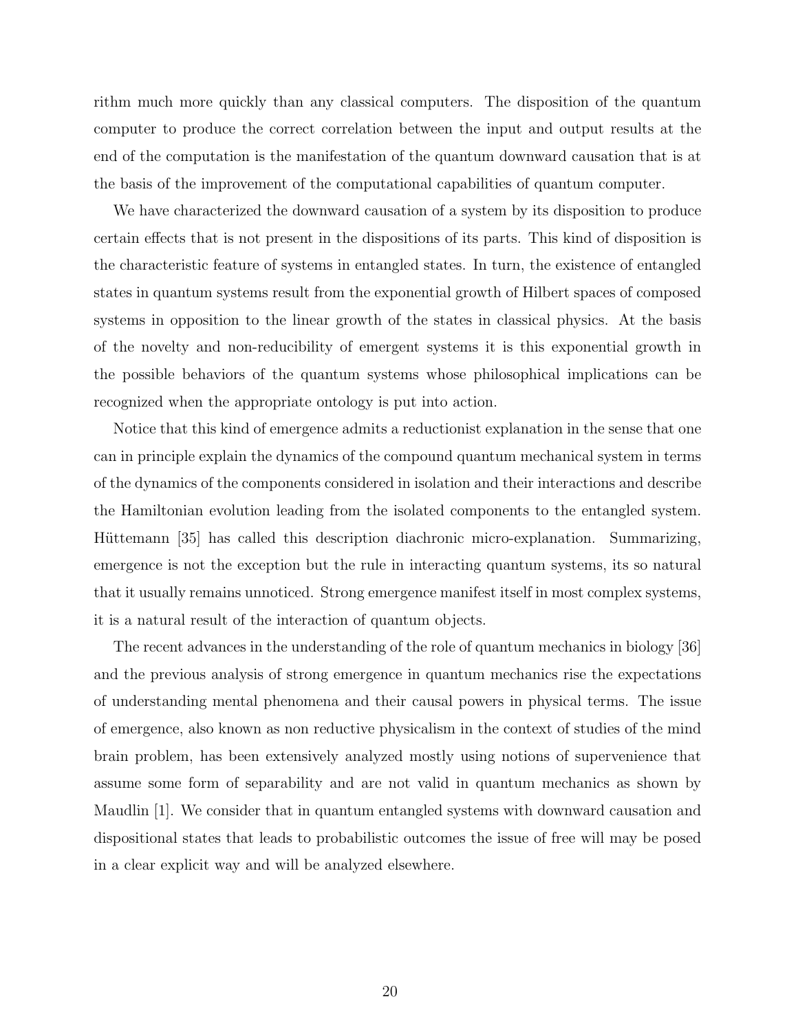rithm much more quickly than any classical computers. The disposition of the quantum computer to produce the correct correlation between the input and output results at the end of the computation is the manifestation of the quantum downward causation that is at the basis of the improvement of the computational capabilities of quantum computer.

We have characterized the downward causation of a system by its disposition to produce certain effects that is not present in the dispositions of its parts. This kind of disposition is the characteristic feature of systems in entangled states. In turn, the existence of entangled states in quantum systems result from the exponential growth of Hilbert spaces of composed systems in opposition to the linear growth of the states in classical physics. At the basis of the novelty and non-reducibility of emergent systems it is this exponential growth in the possible behaviors of the quantum systems whose philosophical implications can be recognized when the appropriate ontology is put into action.

Notice that this kind of emergence admits a reductionist explanation in the sense that one can in principle explain the dynamics of the compound quantum mechanical system in terms of the dynamics of the components considered in isolation and their interactions and describe the Hamiltonian evolution leading from the isolated components to the entangled system. Hüttemann [35] has called this description diachronic micro-explanation. Summarizing, emergence is not the exception but the rule in interacting quantum systems, its so natural that it usually remains unnoticed. Strong emergence manifest itself in most complex systems, it is a natural result of the interaction of quantum objects.

The recent advances in the understanding of the role of quantum mechanics in biology [36] and the previous analysis of strong emergence in quantum mechanics rise the expectations of understanding mental phenomena and their causal powers in physical terms. The issue of emergence, also known as non reductive physicalism in the context of studies of the mind brain problem, has been extensively analyzed mostly using notions of supervenience that assume some form of separability and are not valid in quantum mechanics as shown by Maudlin [1]. We consider that in quantum entangled systems with downward causation and dispositional states that leads to probabilistic outcomes the issue of free will may be posed in a clear explicit way and will be analyzed elsewhere.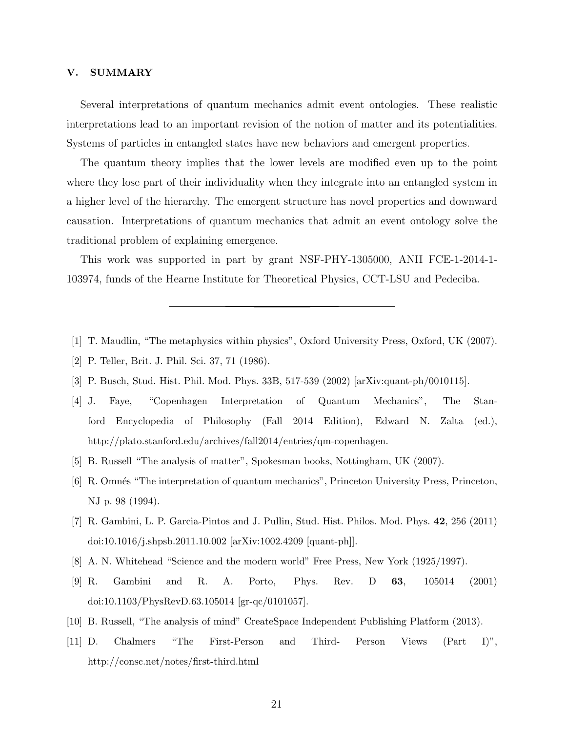## V. SUMMARY

Several interpretations of quantum mechanics admit event ontologies. These realistic interpretations lead to an important revision of the notion of matter and its potentialities. Systems of particles in entangled states have new behaviors and emergent properties.

The quantum theory implies that the lower levels are modified even up to the point where they lose part of their individuality when they integrate into an entangled system in a higher level of the hierarchy. The emergent structure has novel properties and downward causation. Interpretations of quantum mechanics that admit an event ontology solve the traditional problem of explaining emergence.

This work was supported in part by grant NSF-PHY-1305000, ANII FCE-1-2014-1-103974, funds of the Hearne Institute for Theoretical Physics, CCT-LSU and Pedeciba.

---

[1] T. Maudlin, "The metaphysics within physics", Oxford University Press, Oxford, UK (2007).

[2] P. Teller, Brit. J. Phil. Sci. 37, 71 (1986).

[3] P. Busch, Stud. Hist. Phil. Mod. Phys. 33B, 517-539 (2002) [arXiv:quant-ph/0010115].

[4] J. Faye, "Copenhagen Interpretation of Quantum Mechanics", The Stanford Encyclopedia of Philosophy (Fall 2014 Edition), Edward N. Zalta (ed.), http://plato.stanford.edu/archives/fall2014/entries/qm-copenhagen.

[5] B. Russell "The analysis of matter", Spokesman books, Nottingham, UK (2007).

[6] R. Omnés "The interpretation of quantum mechanics", Princeton University Press, Princeton, NJ p. 98 (1994).

[7] R. Gambini, L. P. Garcia-Pintos and J. Pullin, Stud. Hist. Philos. Mod. Phys. **42**, 256 (2011) doi:10.1016/j.shpsb.2011.10.002 [arXiv:1002.4209 [quant-ph]].

[8] A. N. Whitehead "Science and the modern world" Free Press, New York (1925/1997).

[9] R. Gambini and R. A. Porto, Phys. Rev. D **63**, 105014 (2001) doi:10.1103/PhysRevD.63.105014 [gr-qc/0101057].

[10] B. Russell, "The analysis of mind" CreateSpace Independent Publishing Platform (2013).

[11] D. Chalmers "The First-Person and Third- Person Views (Part I)", http://consc.net/notes/first-third.html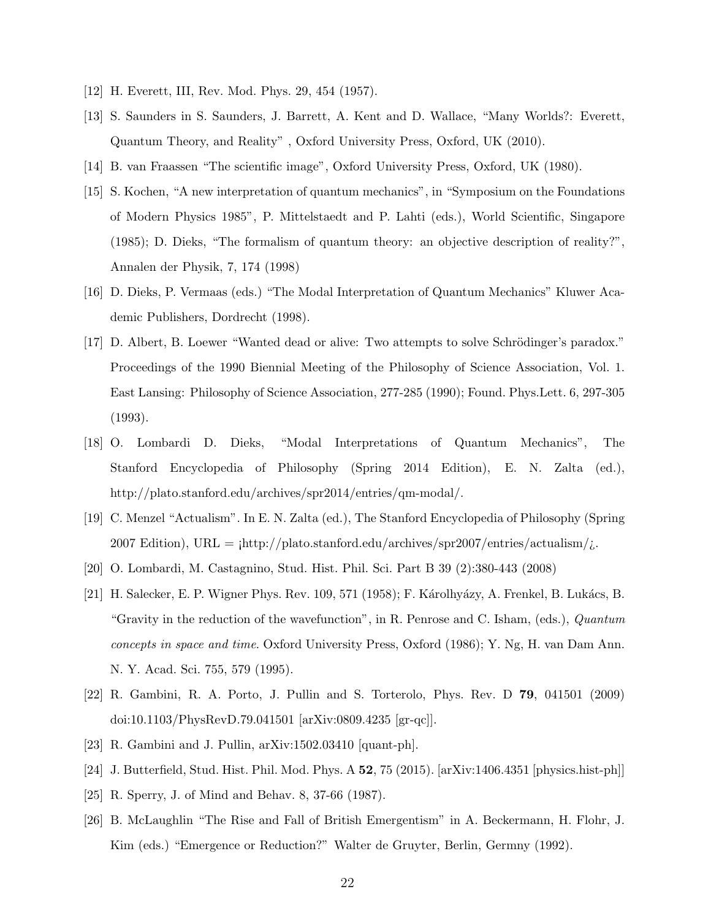[12] H. Everett, III, Rev. Mod. Phys. 29, 454 (1957).

[13] S. Saunders in S. Saunders, J. Barrett, A. Kent and D. Wallace, “Many Worlds?: Everett, Quantum Theory, and Reality” , Oxford University Press, Oxford, UK (2010).

[14] B. van Fraassen “The scientific image”, Oxford University Press, Oxford, UK (1980).

[15] S. Kochen, “A new interpretation of quantum mechanics”, in “Symposium on the Foundations of Modern Physics 1985”, P. Mittelstaedt and P. Lahti (eds.), World Scientific, Singapore (1985); D. Dieks, “The formalism of quantum theory: an objective description of reality?”, Annalen der Physik, 7, 174 (1998)

[16] D. Dieks, P. Vermaas (eds.) “The Modal Interpretation of Quantum Mechanics” Kluwer Academic Publishers, Dordrecht (1998).

[17] D. Albert, B. Loewer “Wanted dead or alive: Two attempts to solve Schrödinger’s paradox.” Proceedings of the 1990 Biennial Meeting of the Philosophy of Science Association, Vol. 1. East Lansing: Philosophy of Science Association, 277-285 (1990); Found. Phys.Lett. 6, 297-305 (1993).

[18] O. Lombardi D. Dieks, “Modal Interpretations of Quantum Mechanics”, The Stanford Encyclopedia of Philosophy (Spring 2014 Edition), E. N. Zalta (ed.), http://plato.stanford.edu/archives/spr2014/entries/qm-modal/.

[19] C. Menzel “Actualism”. In E. N. Zalta (ed.), The Stanford Encyclopedia of Philosophy (Spring 2007 Edition), URL = ¡http://plato.stanford.edu/archives/spr2007/entries/actualism/¿.

[20] O. Lombardi, M. Castagnino, Stud. Hist. Phil. Sci. Part B 39 (2):380-443 (2008)

[21] H. Salecker, E. P. Wigner Phys. Rev. 109, 571 (1958); F. Károlhyázy, A. Frenkel, B. Lukács, B. “Gravity in the reduction of the wavefunction”, in R. Penrose and C. Isham, (eds.), *Quantum concepts in space and time*. Oxford University Press, Oxford (1986); Y. Ng, H. van Dam Ann. N. Y. Acad. Sci. 755, 579 (1995).

[22] R. Gambini, R. A. Porto, J. Pullin and S. Torterolo, Phys. Rev. D **79**, 041501 (2009) doi:10.1103/PhysRevD.79.041501 [arXiv:0809.4235 [gr-qc]].

[23] R. Gambini and J. Pullin, arXiv:1502.03410 [quant-ph].

[24] J. Butterfield, Stud. Hist. Phil. Mod. Phys. A **52**, 75 (2015). [arXiv:1406.4351 [physics.hist-ph]]

[25] R. Sperry, J. of Mind and Behav. 8, 37-66 (1987).

[26] B. McLaughlin “The Rise and Fall of British Emergentism” in A. Beckermann, H. Flohr, J. Kim (eds.) “Emergence or Reduction?” Walter de Gruyter, Berlin, Germny (1992).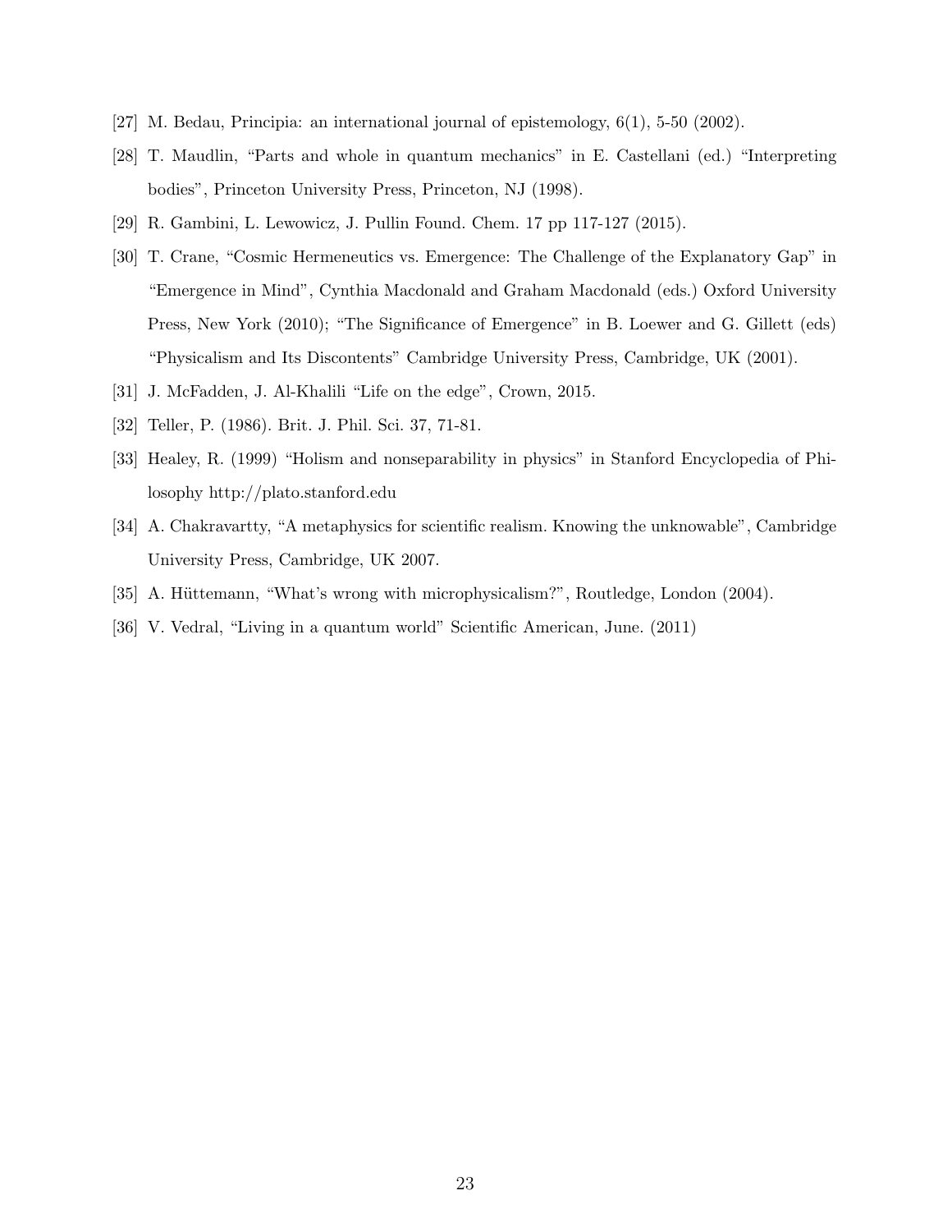[27] M. Bedau, Principia: an international journal of epistemology, 6(1), 5-50 (2002).

[28] T. Maudlin, "Parts and whole in quantum mechanics" in E. Castellani (ed.) "Interpreting bodies", Princeton University Press, Princeton, NJ (1998).

[29] R. Gambini, L. Lewowicz, J. Pullin Found. Chem. 17 pp 117-127 (2015).

[30] T. Crane, "Cosmic Hermeneutics vs. Emergence: The Challenge of the Explanatory Gap" in "Emergence in Mind", Cynthia Macdonald and Graham Macdonald (eds.) Oxford University Press, New York (2010); "The Significance of Emergence" in B. Loewer and G. Gillett (eds) "Physicalism and Its Discontents" Cambridge University Press, Cambridge, UK (2001).

[31] J. McFadden, J. Al-Khalili "Life on the edge", Crown, 2015.

[32] Teller, P. (1986). Brit. J. Phil. Sci. 37, 71-81.

[33] Healey, R. (1999) "Holism and nonseparability in physics" in Stanford Encyclopedia of Philosophy http://plato.stanford.edu

[34] A. Chakravartty, "A metaphysics for scientific realism. Knowing the unknowable", Cambridge University Press, Cambridge, UK 2007.

[35] A. Hüttemann, "What's wrong with microphysicalism?", Routledge, London (2004).

[36] V. Vedral, "Living in a quantum world" Scientific American, June. (2011)